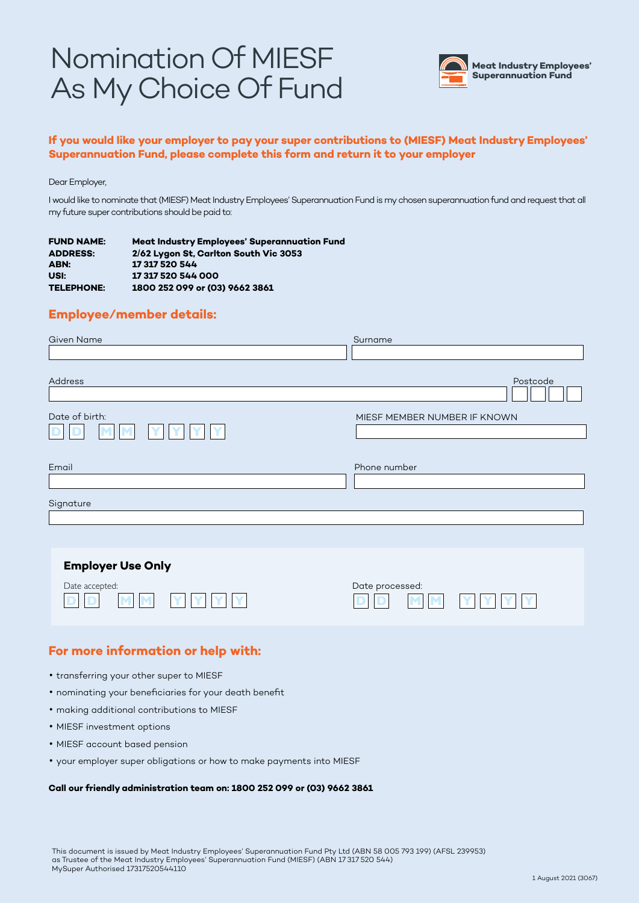# Nomination Of MIESF As My Choice Of Fund

**Meat Industry Employees' Superannuation Fund**

**If you would like your employer to pay your super contributions to (MIESF) Meat Industry Employees' Superannuation Fund, please complete this form and return it to your employer**

Dear Employer,

I would like to nominate that (MIESF) Meat Industry Employees' Superannuation Fund is my chosen superannuation fund and request that all my future super contributions should be paid to:

| | |
|---|---|
| **FUND NAME:** | **Meat Industry Employees' Superannuation Fund** |
| **ADDRESS:** | **2/62 Lygon St, Carlton South Vic 3053** |
| **ABN:** | **17 317 520 544** |
| **USI:** | **17 317 520 544 000** |
| **TELEPHONE:** | **1800 252 099 or (03) 9662 3861** |

## Employee/member details:

Given Name

Surname

Address

Postcode

Date of birth: D D M M Y Y Y Y

MIESF MEMBER NUMBER IF KNOWN

Email

Phone number

Signature

### Employer Use Only

Date accepted: D D M M Y Y Y Y

Date processed: D D M M Y Y Y Y

## For more information or help with:

- transferring your other super to MIESF
- nominating your beneficiaries for your death benefit
- making additional contributions to MIESF
- MIESF investment options
- MIESF account based pension
- your employer super obligations or how to make payments into MIESF

**Call our friendly administration team on: 1800 252 099 or (03) 9662 3861**

This document is issued by Meat Industry Employees' Superannuation Fund Pty Ltd (ABN 58 005 793 199) (AFSL 239953) as Trustee of the Meat Industry Employees' Superannuation Fund (MIESF) (ABN 17 317 520 544)
MySuper Authorised 17317520544110

1 August 2021 (3067)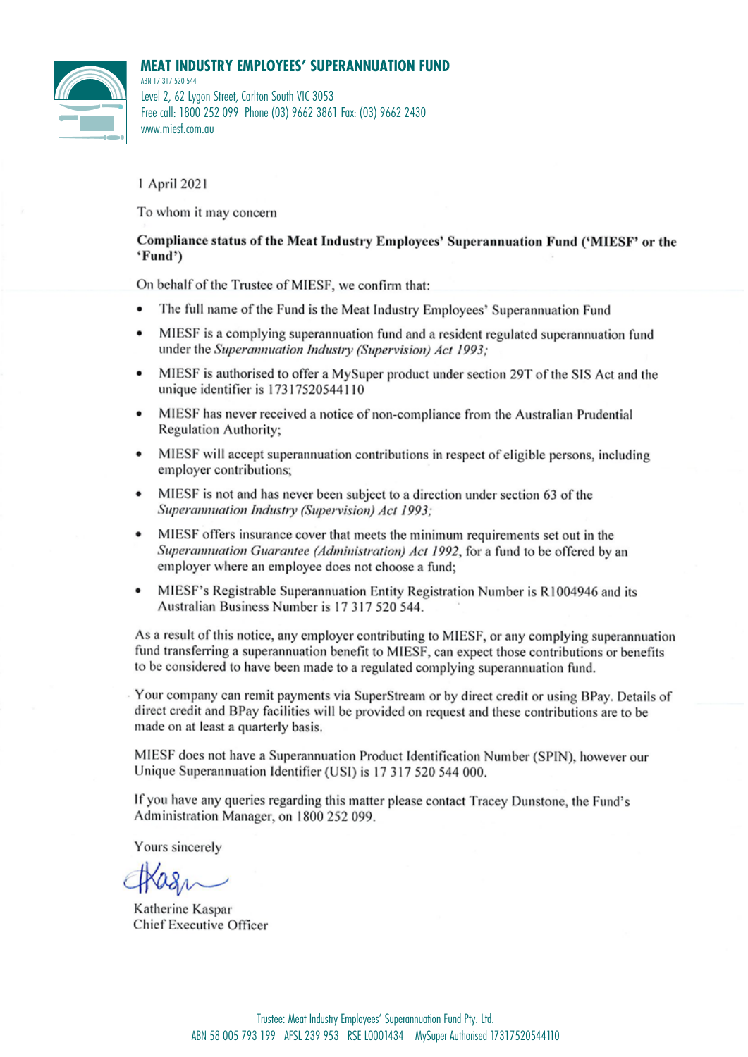**MEAT INDUSTRY EMPLOYEES' SUPERANNUATION FUND**
ABN 17 317 520 544
Level 2, 62 Lygon Street, Carlton South VIC 3053
Free call: 1800 252 099 Phone (03) 9662 3861 Fax: (03) 9662 2430
www.miesf.com.au

1 April 2021

To whom it may concern

**Compliance status of the Meat Industry Employees' Superannuation Fund ('MIESF' or the 'Fund')**

On behalf of the Trustee of MIESF, we confirm that:

- The full name of the Fund is the Meat Industry Employees' Superannuation Fund
- MIESF is a complying superannuation fund and a resident regulated superannuation fund under the *Superannuation Industry (Supervision) Act 1993;*
- MIESF is authorised to offer a MySuper product under section 29T of the SIS Act and the unique identifier is 17317520544110
- MIESF has never received a notice of non-compliance from the Australian Prudential Regulation Authority;
- MIESF will accept superannuation contributions in respect of eligible persons, including employer contributions;
- MIESF is not and has never been subject to a direction under section 63 of the *Superannuation Industry (Supervision) Act 1993;*
- MIESF offers insurance cover that meets the minimum requirements set out in the *Superannuation Guarantee (Administration) Act 1992*, for a fund to be offered by an employer where an employee does not choose a fund;
- MIESF's Registrable Superannuation Entity Registration Number is R1004946 and its Australian Business Number is 17 317 520 544.

As a result of this notice, any employer contributing to MIESF, or any complying superannuation fund transferring a superannuation benefit to MIESF, can expect those contributions or benefits to be considered to have been made to a regulated complying superannuation fund.

Your company can remit payments via SuperStream or by direct credit or using BPay. Details of direct credit and BPay facilities will be provided on request and these contributions are to be made on at least a quarterly basis.

MIESF does not have a Superannuation Product Identification Number (SPIN), however our Unique Superannuation Identifier (USI) is 17 317 520 544 000.

If you have any queries regarding this matter please contact Tracey Dunstone, the Fund's Administration Manager, on 1800 252 099.

Yours sincerely

Katherine Kaspar
Chief Executive Officer

Trustee: Meat Industry Employees' Superannuation Fund Pty. Ltd.
ABN 58 005 793 199 AFSL 239 953 RSE L0001434 MySuper Authorised 17317520544110